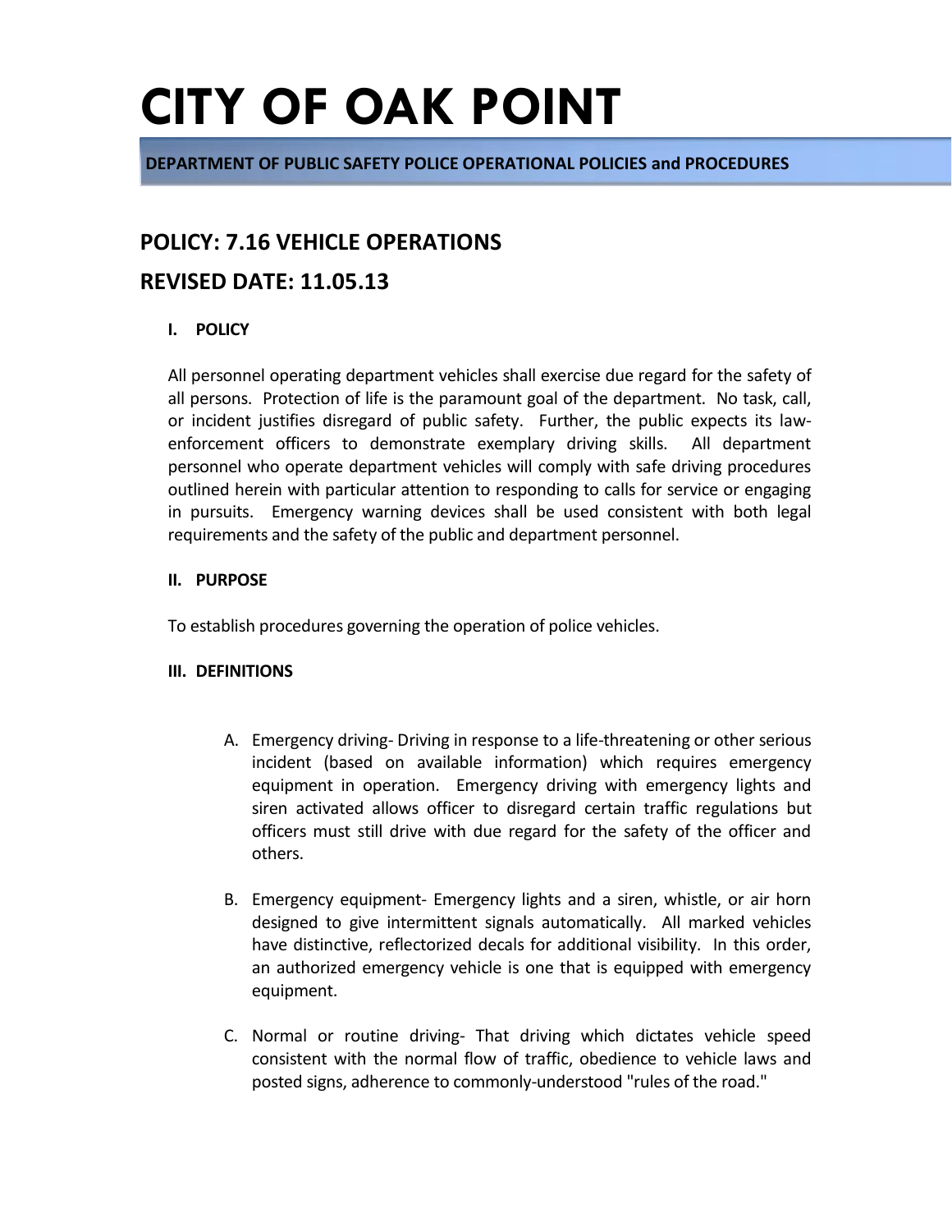# CITY OF OAK POINT

**DEPARTMENT OF PUBLIC SAFETY POLICE OPERATIONAL POLICIES and PROCEDURES**

## POLICY: 7.16 VEHICLE OPERATIONS

## REVISED DATE: 11.05.13

### I. POLICY

All personnel operating department vehicles shall exercise due regard for the safety of all persons. Protection of life is the paramount goal of the department. No task, call, or incident justifies disregard of public safety. Further, the public expects its law-enforcement officers to demonstrate exemplary driving skills. All department personnel who operate department vehicles will comply with safe driving procedures outlined herein with particular attention to responding to calls for service or engaging in pursuits. Emergency warning devices shall be used consistent with both legal requirements and the safety of the public and department personnel.

### II. PURPOSE

To establish procedures governing the operation of police vehicles.

### III. DEFINITIONS

A. Emergency driving- Driving in response to a life-threatening or other serious incident (based on available information) which requires emergency equipment in operation. Emergency driving with emergency lights and siren activated allows officer to disregard certain traffic regulations but officers must still drive with due regard for the safety of the officer and others.

B. Emergency equipment- Emergency lights and a siren, whistle, or air horn designed to give intermittent signals automatically. All marked vehicles have distinctive, reflectorized decals for additional visibility. In this order, an authorized emergency vehicle is one that is equipped with emergency equipment.

C. Normal or routine driving- That driving which dictates vehicle speed consistent with the normal flow of traffic, obedience to vehicle laws and posted signs, adherence to commonly-understood "rules of the road."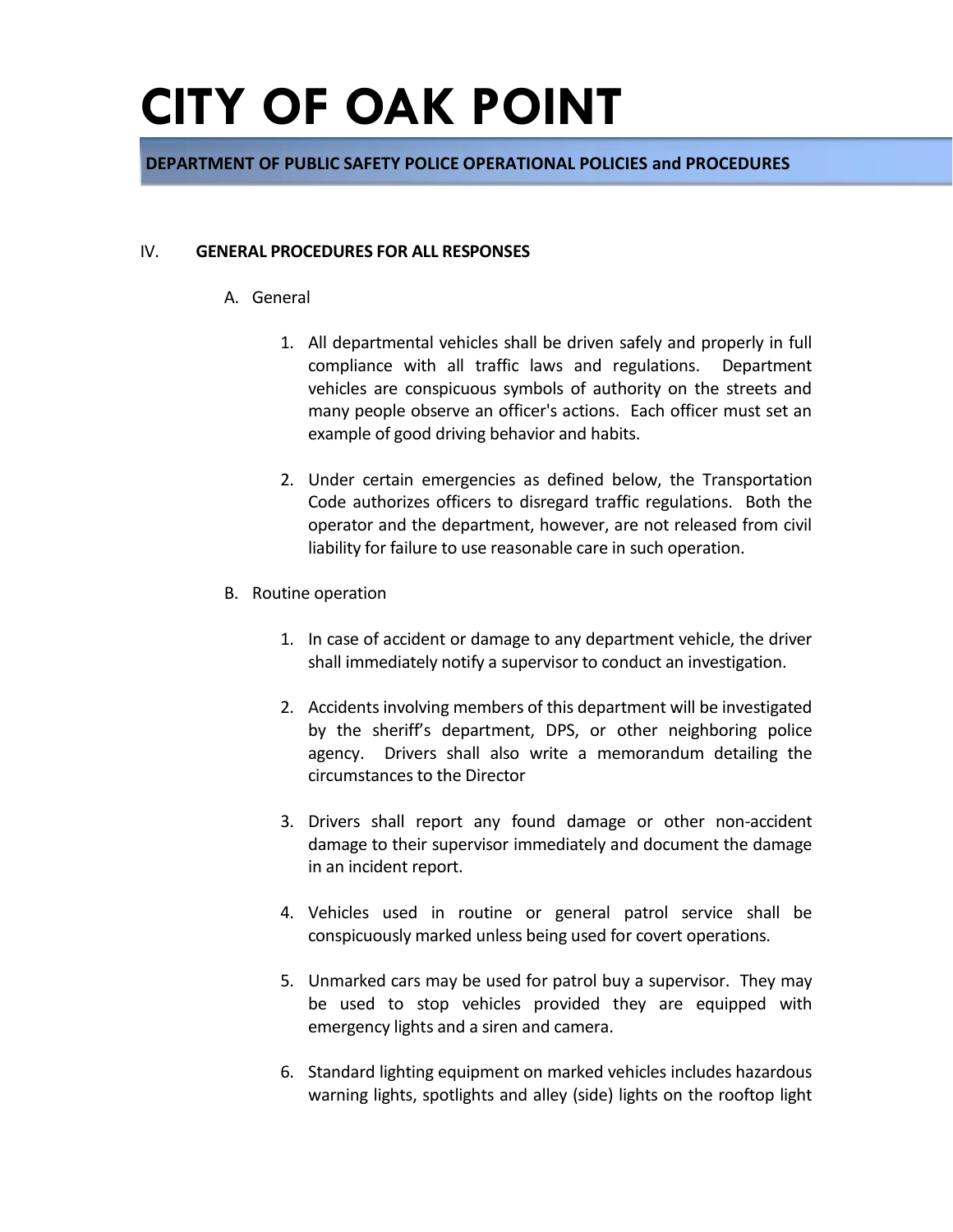# CITY OF OAK POINT

**DEPARTMENT OF PUBLIC SAFETY POLICE OPERATIONAL POLICIES and PROCEDURES**

## IV. GENERAL PROCEDURES FOR ALL RESPONSES

A. General

1. All departmental vehicles shall be driven safely and properly in full compliance with all traffic laws and regulations. Department vehicles are conspicuous symbols of authority on the streets and many people observe an officer's actions. Each officer must set an example of good driving behavior and habits.

2. Under certain emergencies as defined below, the Transportation Code authorizes officers to disregard traffic regulations. Both the operator and the department, however, are not released from civil liability for failure to use reasonable care in such operation.

B. Routine operation

1. In case of accident or damage to any department vehicle, the driver shall immediately notify a supervisor to conduct an investigation.

2. Accidents involving members of this department will be investigated by the sheriff's department, DPS, or other neighboring police agency. Drivers shall also write a memorandum detailing the circumstances to the Director

3. Drivers shall report any found damage or other non-accident damage to their supervisor immediately and document the damage in an incident report.

4. Vehicles used in routine or general patrol service shall be conspicuously marked unless being used for covert operations.

5. Unmarked cars may be used for patrol buy a supervisor. They may be used to stop vehicles provided they are equipped with emergency lights and a siren and camera.

6. Standard lighting equipment on marked vehicles includes hazardous warning lights, spotlights and alley (side) lights on the rooftop light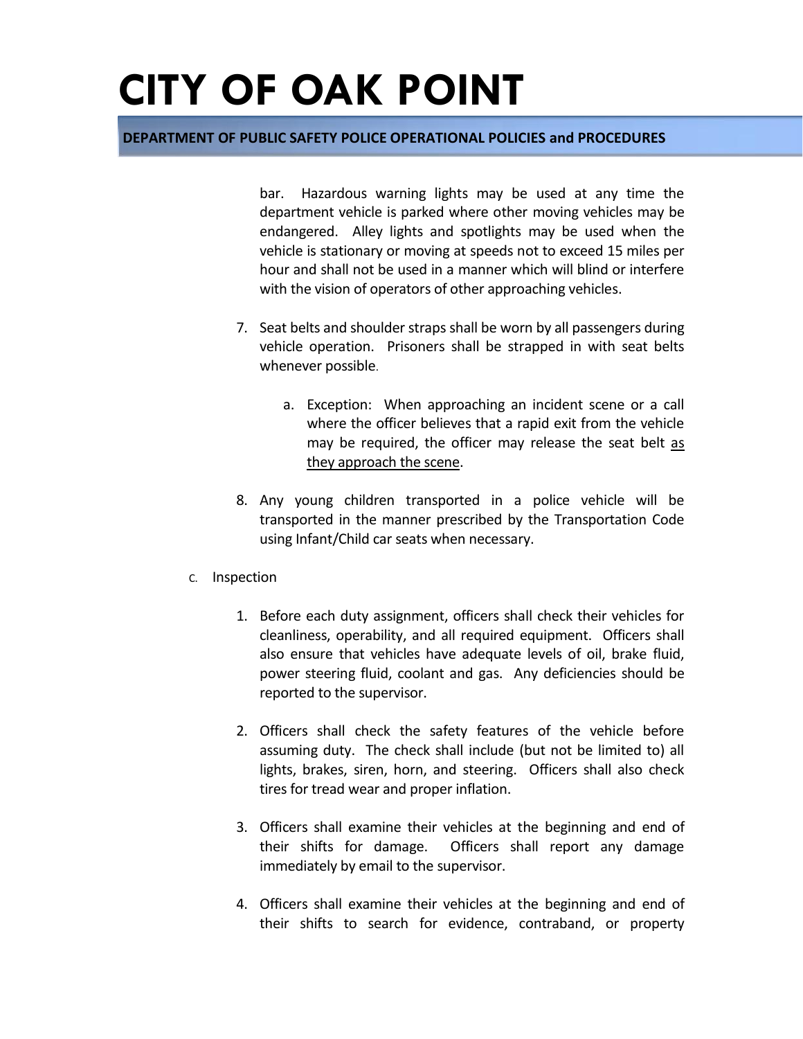bar. Hazardous warning lights may be used at any time the department vehicle is parked where other moving vehicles may be endangered. Alley lights and spotlights may be used when the vehicle is stationary or moving at speeds not to exceed 15 miles per hour and shall not be used in a manner which will blind or interfere with the vision of operators of other approaching vehicles.

7. Seat belts and shoulder straps shall be worn by all passengers during vehicle operation. Prisoners shall be strapped in with seat belts whenever possible.

   a. Exception: When approaching an incident scene or a call where the officer believes that a rapid exit from the vehicle may be required, the officer may release the seat belt <u>as they approach the scene</u>.

8. Any young children transported in a police vehicle will be transported in the manner prescribed by the Transportation Code using Infant/Child car seats when necessary.

C. Inspection

1. Before each duty assignment, officers shall check their vehicles for cleanliness, operability, and all required equipment. Officers shall also ensure that vehicles have adequate levels of oil, brake fluid, power steering fluid, coolant and gas. Any deficiencies should be reported to the supervisor.

2. Officers shall check the safety features of the vehicle before assuming duty. The check shall include (but not be limited to) all lights, brakes, siren, horn, and steering. Officers shall also check tires for tread wear and proper inflation.

3. Officers shall examine their vehicles at the beginning and end of their shifts for damage. Officers shall report any damage immediately by email to the supervisor.

4. Officers shall examine their vehicles at the beginning and end of their shifts to search for evidence, contraband, or property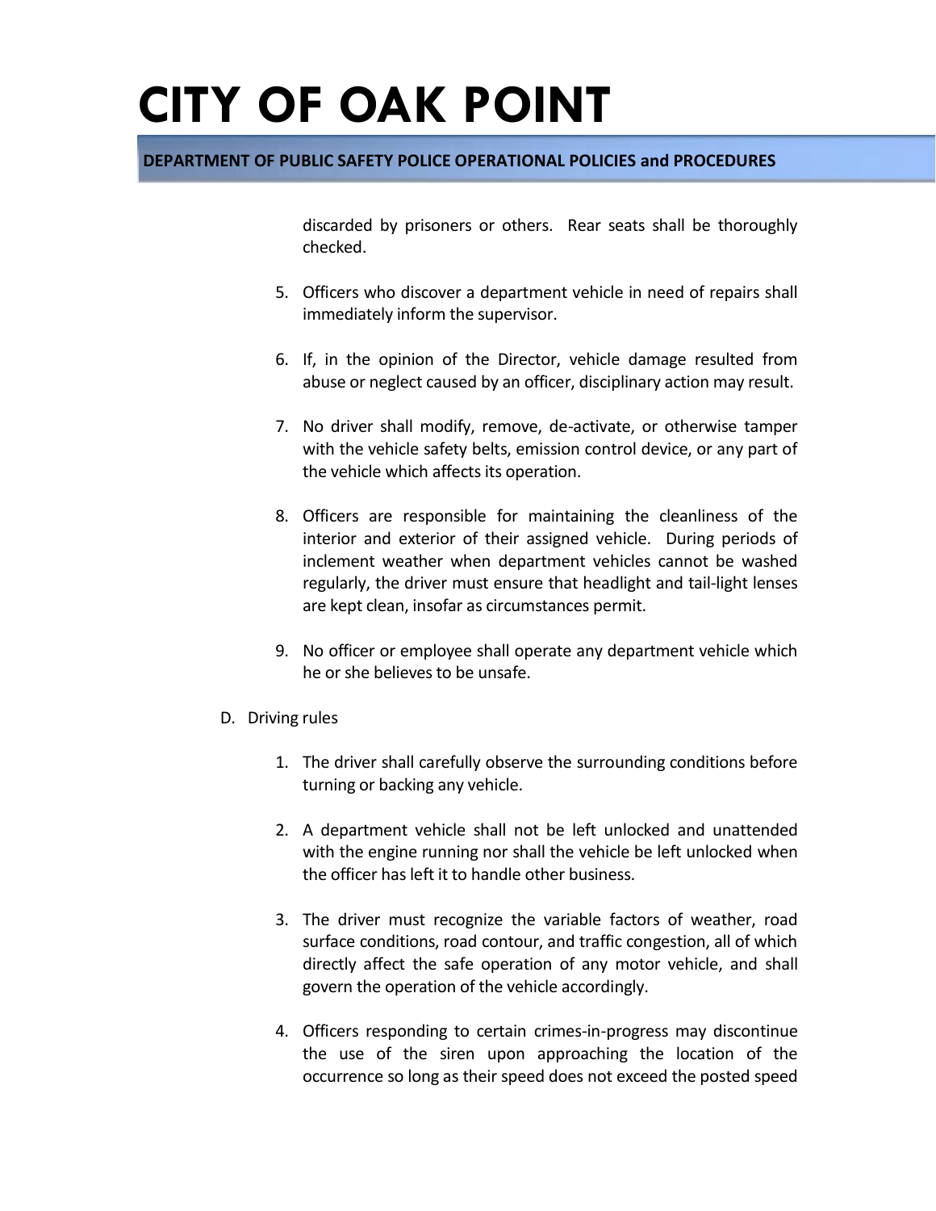discarded by prisoners or others. Rear seats shall be thoroughly checked.

5. Officers who discover a department vehicle in need of repairs shall immediately inform the supervisor.

6. If, in the opinion of the Director, vehicle damage resulted from abuse or neglect caused by an officer, disciplinary action may result.

7. No driver shall modify, remove, de-activate, or otherwise tamper with the vehicle safety belts, emission control device, or any part of the vehicle which affects its operation.

8. Officers are responsible for maintaining the cleanliness of the interior and exterior of their assigned vehicle. During periods of inclement weather when department vehicles cannot be washed regularly, the driver must ensure that headlight and tail-light lenses are kept clean, insofar as circumstances permit.

9. No officer or employee shall operate any department vehicle which he or she believes to be unsafe.

D. Driving rules

1. The driver shall carefully observe the surrounding conditions before turning or backing any vehicle.

2. A department vehicle shall not be left unlocked and unattended with the engine running nor shall the vehicle be left unlocked when the officer has left it to handle other business.

3. The driver must recognize the variable factors of weather, road surface conditions, road contour, and traffic congestion, all of which directly affect the safe operation of any motor vehicle, and shall govern the operation of the vehicle accordingly.

4. Officers responding to certain crimes-in-progress may discontinue the use of the siren upon approaching the location of the occurrence so long as their speed does not exceed the posted speed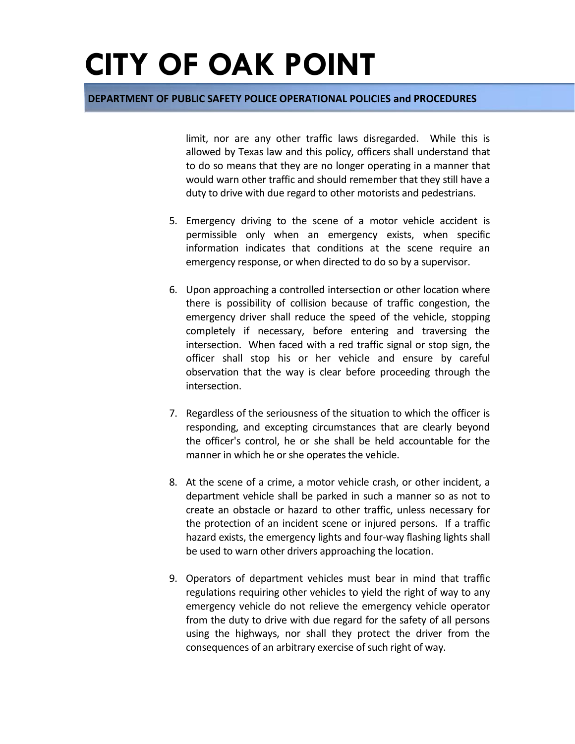limit, nor are any other traffic laws disregarded. While this is allowed by Texas law and this policy, officers shall understand that to do so means that they are no longer operating in a manner that would warn other traffic and should remember that they still have a duty to drive with due regard to other motorists and pedestrians.

5. Emergency driving to the scene of a motor vehicle accident is permissible only when an emergency exists, when specific information indicates that conditions at the scene require an emergency response, or when directed to do so by a supervisor.

6. Upon approaching a controlled intersection or other location where there is possibility of collision because of traffic congestion, the emergency driver shall reduce the speed of the vehicle, stopping completely if necessary, before entering and traversing the intersection. When faced with a red traffic signal or stop sign, the officer shall stop his or her vehicle and ensure by careful observation that the way is clear before proceeding through the intersection.

7. Regardless of the seriousness of the situation to which the officer is responding, and excepting circumstances that are clearly beyond the officer's control, he or she shall be held accountable for the manner in which he or she operates the vehicle.

8. At the scene of a crime, a motor vehicle crash, or other incident, a department vehicle shall be parked in such a manner so as not to create an obstacle or hazard to other traffic, unless necessary for the protection of an incident scene or injured persons. If a traffic hazard exists, the emergency lights and four-way flashing lights shall be used to warn other drivers approaching the location.

9. Operators of department vehicles must bear in mind that traffic regulations requiring other vehicles to yield the right of way to any emergency vehicle do not relieve the emergency vehicle operator from the duty to drive with due regard for the safety of all persons using the highways, nor shall they protect the driver from the consequences of an arbitrary exercise of such right of way.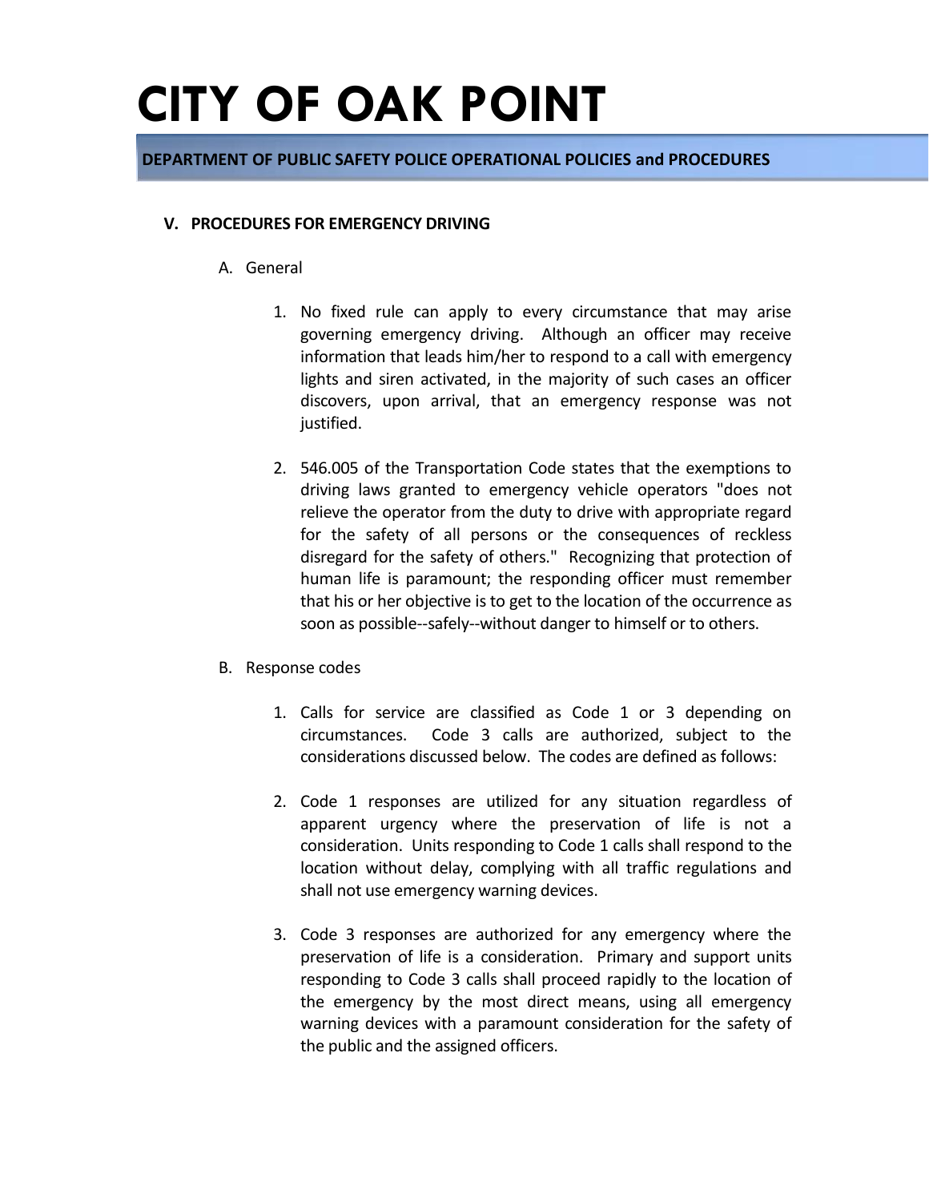### V. PROCEDURES FOR EMERGENCY DRIVING

A. General

1. No fixed rule can apply to every circumstance that may arise governing emergency driving. Although an officer may receive information that leads him/her to respond to a call with emergency lights and siren activated, in the majority of such cases an officer discovers, upon arrival, that an emergency response was not justified.

2. 546.005 of the Transportation Code states that the exemptions to driving laws granted to emergency vehicle operators "does not relieve the operator from the duty to drive with appropriate regard for the safety of all persons or the consequences of reckless disregard for the safety of others." Recognizing that protection of human life is paramount; the responding officer must remember that his or her objective is to get to the location of the occurrence as soon as possible--safely--without danger to himself or to others.

B. Response codes

1. Calls for service are classified as Code 1 or 3 depending on circumstances. Code 3 calls are authorized, subject to the considerations discussed below. The codes are defined as follows:

2. Code 1 responses are utilized for any situation regardless of apparent urgency where the preservation of life is not a consideration. Units responding to Code 1 calls shall respond to the location without delay, complying with all traffic regulations and shall not use emergency warning devices.

3. Code 3 responses are authorized for any emergency where the preservation of life is a consideration. Primary and support units responding to Code 3 calls shall proceed rapidly to the location of the emergency by the most direct means, using all emergency warning devices with a paramount consideration for the safety of the public and the assigned officers.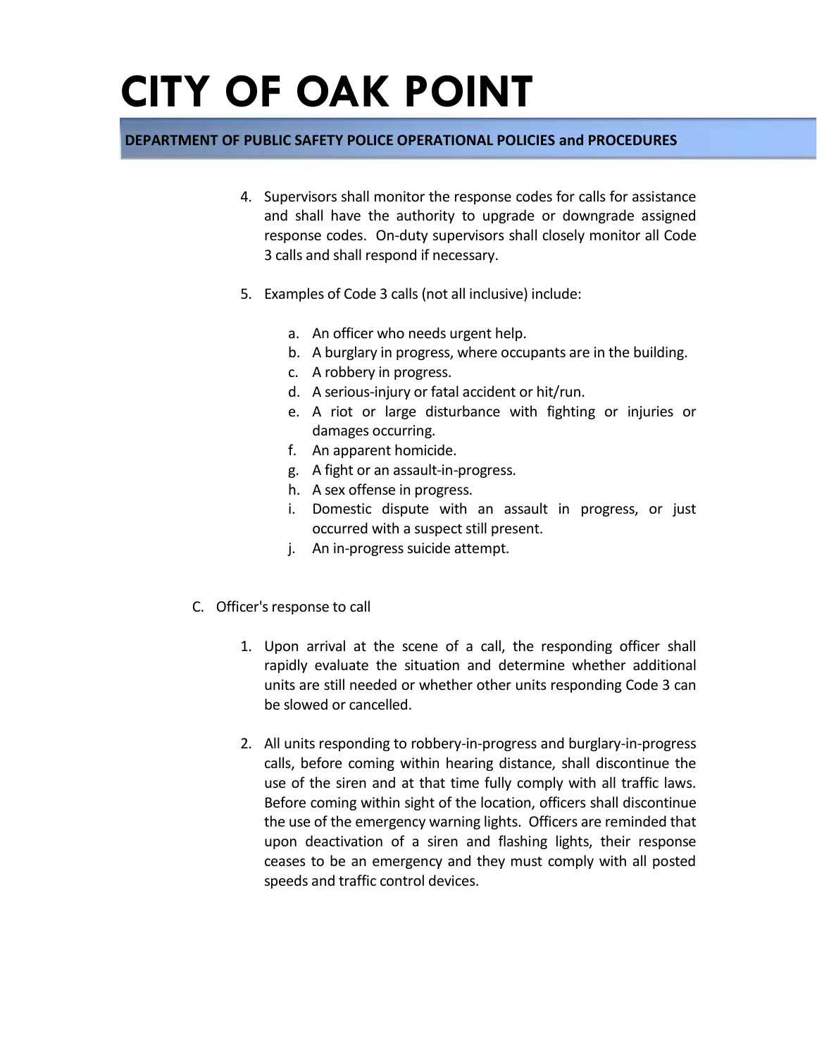4. Supervisors shall monitor the response codes for calls for assistance and shall have the authority to upgrade or downgrade assigned response codes. On-duty supervisors shall closely monitor all Code 3 calls and shall respond if necessary.

5. Examples of Code 3 calls (not all inclusive) include:

   a. An officer who needs urgent help.
   b. A burglary in progress, where occupants are in the building.
   c. A robbery in progress.
   d. A serious-injury or fatal accident or hit/run.
   e. A riot or large disturbance with fighting or injuries or damages occurring.
   f. An apparent homicide.
   g. A fight or an assault-in-progress.
   h. A sex offense in progress.
   i. Domestic dispute with an assault in progress, or just occurred with a suspect still present.
   j. An in-progress suicide attempt.

C. Officer's response to call

1. Upon arrival at the scene of a call, the responding officer shall rapidly evaluate the situation and determine whether additional units are still needed or whether other units responding Code 3 can be slowed or cancelled.

2. All units responding to robbery-in-progress and burglary-in-progress calls, before coming within hearing distance, shall discontinue the use of the siren and at that time fully comply with all traffic laws. Before coming within sight of the location, officers shall discontinue the use of the emergency warning lights. Officers are reminded that upon deactivation of a siren and flashing lights, their response ceases to be an emergency and they must comply with all posted speeds and traffic control devices.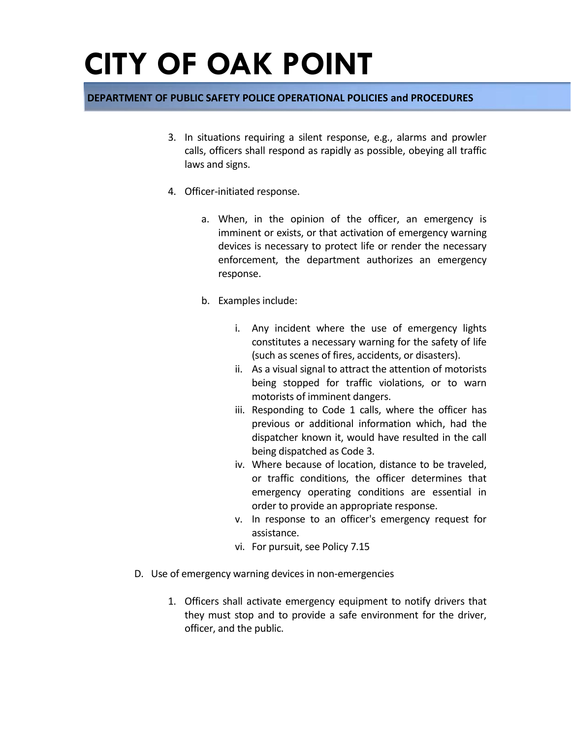3. In situations requiring a silent response, e.g., alarms and prowler calls, officers shall respond as rapidly as possible, obeying all traffic laws and signs.

4. Officer-initiated response.

    a. When, in the opinion of the officer, an emergency is imminent or exists, or that activation of emergency warning devices is necessary to protect life or render the necessary enforcement, the department authorizes an emergency response.

    b. Examples include:

        i. Any incident where the use of emergency lights constitutes a necessary warning for the safety of life (such as scenes of fires, accidents, or disasters).
        ii. As a visual signal to attract the attention of motorists being stopped for traffic violations, or to warn motorists of imminent dangers.
        iii. Responding to Code 1 calls, where the officer has previous or additional information which, had the dispatcher known it, would have resulted in the call being dispatched as Code 3.
        iv. Where because of location, distance to be traveled, or traffic conditions, the officer determines that emergency operating conditions are essential in order to provide an appropriate response.
        v. In response to an officer's emergency request for assistance.
        vi. For pursuit, see Policy 7.15

D. Use of emergency warning devices in non-emergencies

1. Officers shall activate emergency equipment to notify drivers that they must stop and to provide a safe environment for the driver, officer, and the public.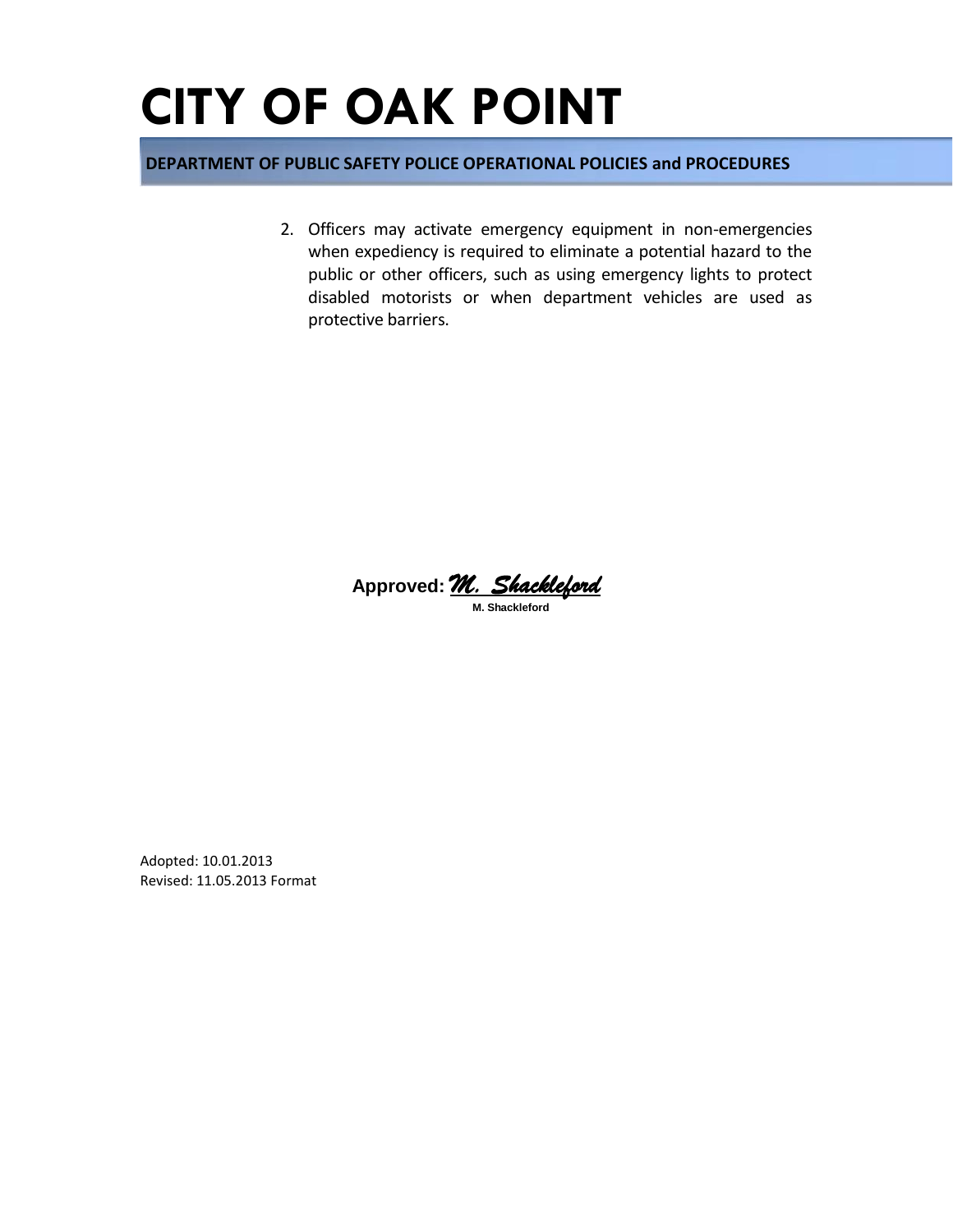2. Officers may activate emergency equipment in non-emergencies when expediency is required to eliminate a potential hazard to the public or other officers, such as using emergency lights to protect disabled motorists or when department vehicles are used as protective barriers.

**Approved:** ***M. Shackleford***

**M. Shackleford**

Adopted: 10.01.2013
Revised: 11.05.2013 Format